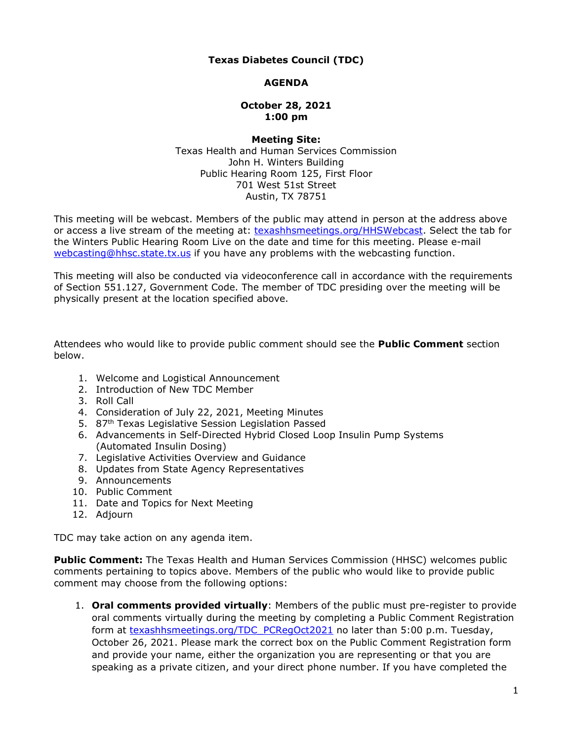**Texas Diabetes Council (TDC)**

**AGENDA**

**October 28, 2021**
**1:00 pm**

**Meeting Site:**
Texas Health and Human Services Commission
John H. Winters Building
Public Hearing Room 125, First Floor
701 West 51st Street
Austin, TX 78751

This meeting will be webcast. Members of the public may attend in person at the address above or access a live stream of the meeting at: [texashhsmeetings.org/HHSWebcast](texashhsmeetings.org/HHSWebcast). Select the tab for the Winters Public Hearing Room Live on the date and time for this meeting. Please e-mail [webcasting@hhsc.state.tx.us](mailto:webcasting@hhsc.state.tx.us) if you have any problems with the webcasting function.

This meeting will also be conducted via videoconference call in accordance with the requirements of Section 551.127, Government Code. The member of TDC presiding over the meeting will be physically present at the location specified above.

Attendees who would like to provide public comment should see the **Public Comment** section below.

1. Welcome and Logistical Announcement
2. Introduction of New TDC Member
3. Roll Call
4. Consideration of July 22, 2021, Meeting Minutes
5. 87th Texas Legislative Session Legislation Passed
6. Advancements in Self-Directed Hybrid Closed Loop Insulin Pump Systems (Automated Insulin Dosing)
7. Legislative Activities Overview and Guidance
8. Updates from State Agency Representatives
9. Announcements
10. Public Comment
11. Date and Topics for Next Meeting
12. Adjourn

TDC may take action on any agenda item.

**Public Comment:** The Texas Health and Human Services Commission (HHSC) welcomes public comments pertaining to topics above. Members of the public who would like to provide public comment may choose from the following options:

1. **Oral comments provided virtually**: Members of the public must pre-register to provide oral comments virtually during the meeting by completing a Public Comment Registration form at [texashhsmeetings.org/TDC_PCRegOct2021](texashhsmeetings.org/TDC_PCRegOct2021) no later than 5:00 p.m. Tuesday, October 26, 2021. Please mark the correct box on the Public Comment Registration form and provide your name, either the organization you are representing or that you are speaking as a private citizen, and your direct phone number. If you have completed the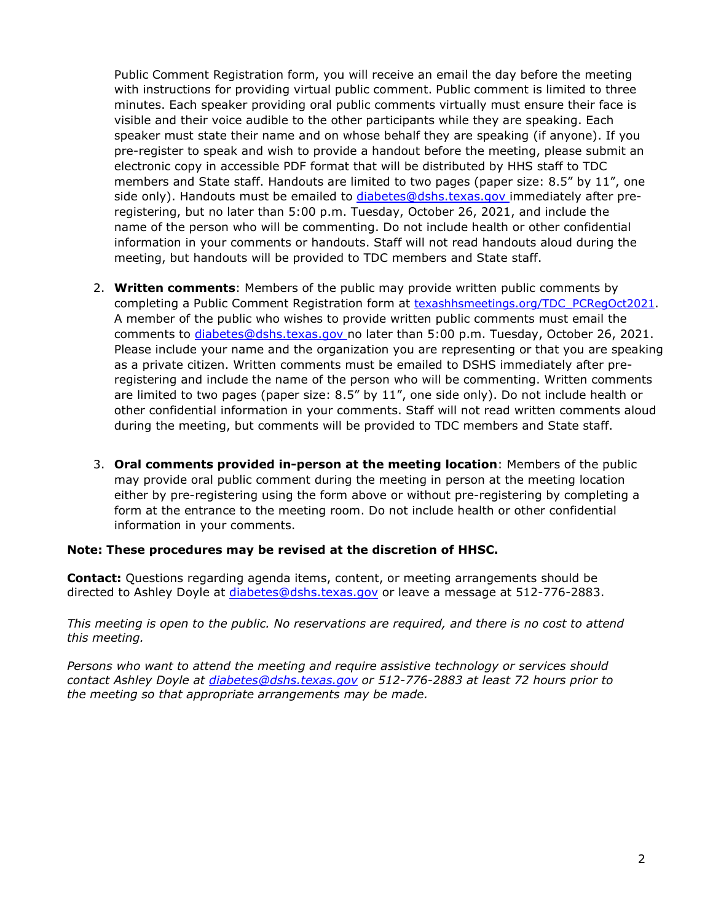Public Comment Registration form, you will receive an email the day before the meeting with instructions for providing virtual public comment. Public comment is limited to three minutes. Each speaker providing oral public comments virtually must ensure their face is visible and their voice audible to the other participants while they are speaking. Each speaker must state their name and on whose behalf they are speaking (if anyone). If you pre-register to speak and wish to provide a handout before the meeting, please submit an electronic copy in accessible PDF format that will be distributed by HHS staff to TDC members and State staff. Handouts are limited to two pages (paper size: 8.5" by 11", one side only). Handouts must be emailed to diabetes@dshs.texas.gov immediately after pre-registering, but no later than 5:00 p.m. Tuesday, October 26, 2021, and include the name of the person who will be commenting. Do not include health or other confidential information in your comments or handouts. Staff will not read handouts aloud during the meeting, but handouts will be provided to TDC members and State staff.

2. **Written comments**: Members of the public may provide written public comments by completing a Public Comment Registration form at texashhsmeetings.org/TDC_PCRegOct2021. A member of the public who wishes to provide written public comments must email the comments to diabetes@dshs.texas.gov no later than 5:00 p.m. Tuesday, October 26, 2021. Please include your name and the organization you are representing or that you are speaking as a private citizen. Written comments must be emailed to DSHS immediately after pre-registering and include the name of the person who will be commenting. Written comments are limited to two pages (paper size: 8.5" by 11", one side only). Do not include health or other confidential information in your comments. Staff will not read written comments aloud during the meeting, but comments will be provided to TDC members and State staff.

3. **Oral comments provided in-person at the meeting location**: Members of the public may provide oral public comment during the meeting in person at the meeting location either by pre-registering using the form above or without pre-registering by completing a form at the entrance to the meeting room. Do not include health or other confidential information in your comments.

**Note: These procedures may be revised at the discretion of HHSC.**

**Contact:** Questions regarding agenda items, content, or meeting arrangements should be directed to Ashley Doyle at diabetes@dshs.texas.gov or leave a message at 512-776-2883.

*This meeting is open to the public. No reservations are required, and there is no cost to attend this meeting.*

*Persons who want to attend the meeting and require assistive technology or services should contact Ashley Doyle at diabetes@dshs.texas.gov or 512-776-2883 at least 72 hours prior to the meeting so that appropriate arrangements may be made.*